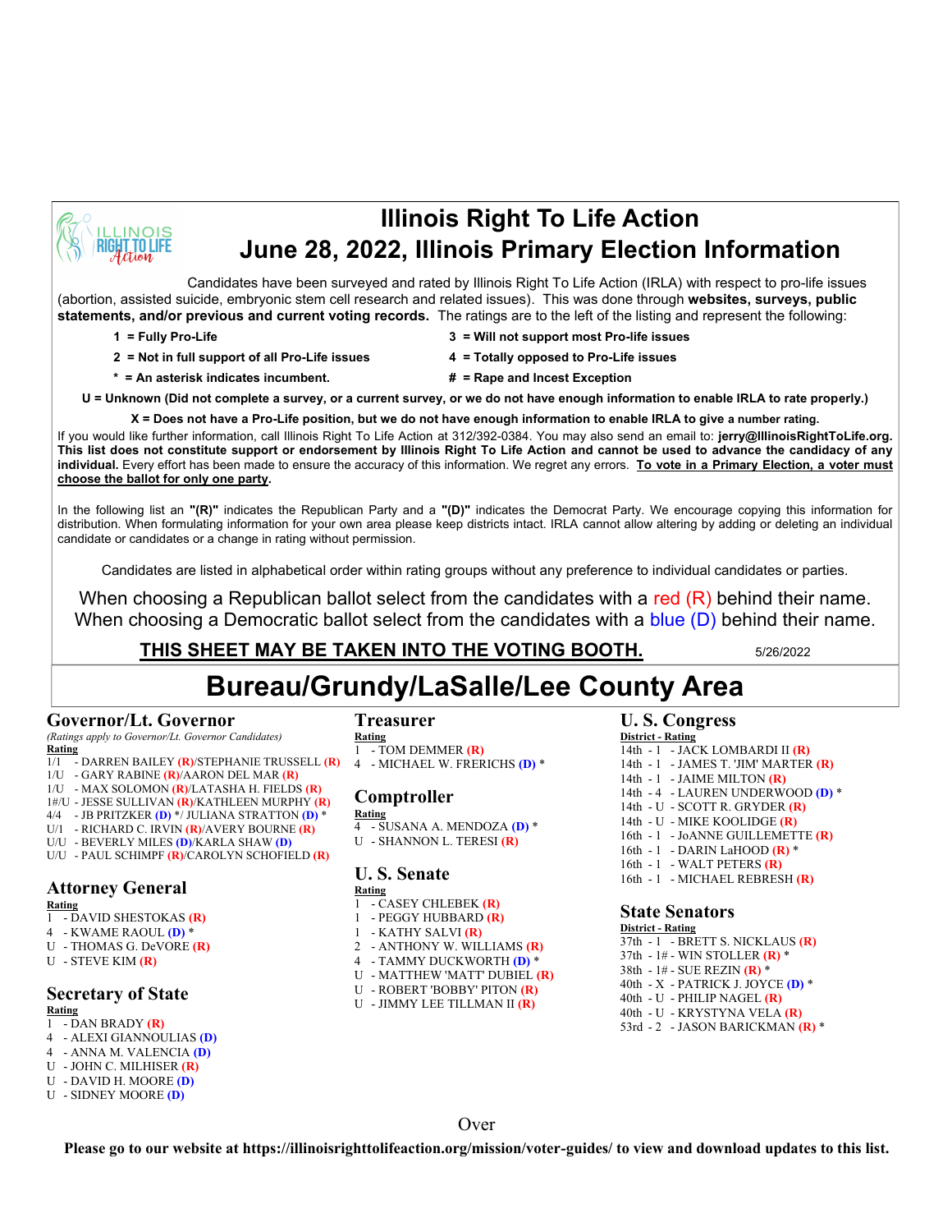# Illinois Right To Life Action

# June 28, 2022, Illinois Primary Election Information

Candidates have been surveyed and rated by Illinois Right To Life Action (IRLA) with respect to pro-life issues (abortion, assisted suicide, embryonic stem cell research and related issues). This was done through **websites, surveys, public statements, and/or previous and current voting records.** The ratings are to the left of the listing and represent the following:

- **1 = Fully Pro-Life**
- **2 = Not in full support of all Pro-Life issues**
- **3 = Will not support most Pro-life issues**
- **4 = Totally opposed to Pro-Life issues**
- **\* = An asterisk indicates incumbent.**
- **# = Rape and Incest Exception**

**U = Unknown (Did not complete a survey, or a current survey, or we do not have enough information to enable IRLA to rate properly.)**

**X = Does not have a Pro-Life position, but we do not have enough information to enable IRLA to give a number rating.**

If you would like further information, call Illinois Right To Life Action at 312/392-0384. You may also send an email to: **jerry@IllinoisRightToLife.org. This list does not constitute support or endorsement by Illinois Right To Life Action and cannot be used to advance the candidacy of any individual.** Every effort has been made to ensure the accuracy of this information. We regret any errors. **To vote in a Primary Election, a voter must choose the ballot for only one party.**

In the following list an **"(R)"** indicates the Republican Party and a **"(D)"** indicates the Democrat Party. We encourage copying this information for distribution. When formulating information for your own area please keep districts intact. IRLA cannot allow altering by adding or deleting an individual candidate or candidates or a change in rating without permission.

Candidates are listed in alphabetical order within rating groups without any preference to individual candidates or parties.

When choosing a Republican ballot select from the candidates with a red (R) behind their name.
When choosing a Democratic ballot select from the candidates with a blue (D) behind their name.

**THIS SHEET MAY BE TAKEN INTO THE VOTING BOOTH.** 5/26/2022

## Bureau/Grundy/LaSalle/Lee County Area

### Governor/Lt. Governor

*(Ratings apply to Governor/Lt. Governor Candidates)*

**Rating**
- 1/1 - DARREN BAILEY (R)/STEPHANIE TRUSSELL (R)
- 1/U - GARY RABINE (R)/AARON DEL MAR (R)
- 1/U - MAX SOLOMON (R)/LATASHA H. FIELDS (R)
- 1#/U - JESSE SULLIVAN (R)/KATHLEEN MURPHY (R)
- 4/4 - JB PRITZKER (D) */ JULIANA STRATTON (D) *
- U/1 - RICHARD C. IRVIN (R)/AVERY BOURNE (R)
- U/U - BEVERLY MILES (D)/KARLA SHAW (D)
- U/U - PAUL SCHIMPF (R)/CAROLYN SCHOFIELD (R)

### Attorney General

**Rating**
- 1 - DAVID SHESTOKAS (R)
- 4 - KWAME RAOUL (D) *
- U - THOMAS G. DeVORE (R)
- U - STEVE KIM (R)

### Secretary of State

**Rating**
- 1 - DAN BRADY (R)
- 4 - ALEXI GIANNOULIAS (D)
- 4 - ANNA M. VALENCIA (D)
- U - JOHN C. MILHISER (R)
- U - DAVID H. MOORE (D)
- U - SIDNEY MOORE (D)

### Treasurer

**Rating**
- 1 - TOM DEMMER (R)
- 4 - MICHAEL W. FRERICHS (D) *

### Comptroller

**Rating**
- 4 - SUSANA A. MENDOZA (D) *
- U - SHANNON L. TERESI (R)

### U. S. Senate

**Rating**
- 1 - CASEY CHLEBEK (R)
- 1 - PEGGY HUBBARD (R)
- 1 - KATHY SALVI (R)
- 2 - ANTHONY W. WILLIAMS (R)
- 4 - TAMMY DUCKWORTH (D) *
- U - MATTHEW 'MATT' DUBIEL (R)
- U - ROBERT 'BOBBY' PITON (R)
- U - JIMMY LEE TILLMAN II (R)

### U. S. Congress

**District - Rating**
- 14th - 1 - JACK LOMBARDI II (R)
- 14th - 1 - JAMES T. 'JIM' MARTER (R)
- 14th - 1 - JAIME MILTON (R)
- 14th - 4 - LAUREN UNDERWOOD (D) *
- 14th - U - SCOTT R. GRYDER (R)
- 14th - U - MIKE KOOLIDGE (R)
- 16th - 1 - JoANNE GUILLEMETTE (R)
- 16th - 1 - DARIN LaHOOD (R) *
- 16th - 1 - WALT PETERS (R)
- 16th - 1 - MICHAEL REBRESH (R)

### State Senators

**District - Rating**
- 37th - 1 - BRETT S. NICKLAUS (R)
- 37th - 1# - WIN STOLLER (R) *
- 38th - 1# - SUE REZIN (R) *
- 40th - X - PATRICK J. JOYCE (D) *
- 40th - U - PHILIP NAGEL (R)
- 40th - U - KRYSTYNA VELA (R)
- 53rd - 2 - JASON BARICKMAN (R) *

Over

**Please go to our website at https://illinoisrighttolifeaction.org/mission/voter-guides/ to view and download updates to this list.**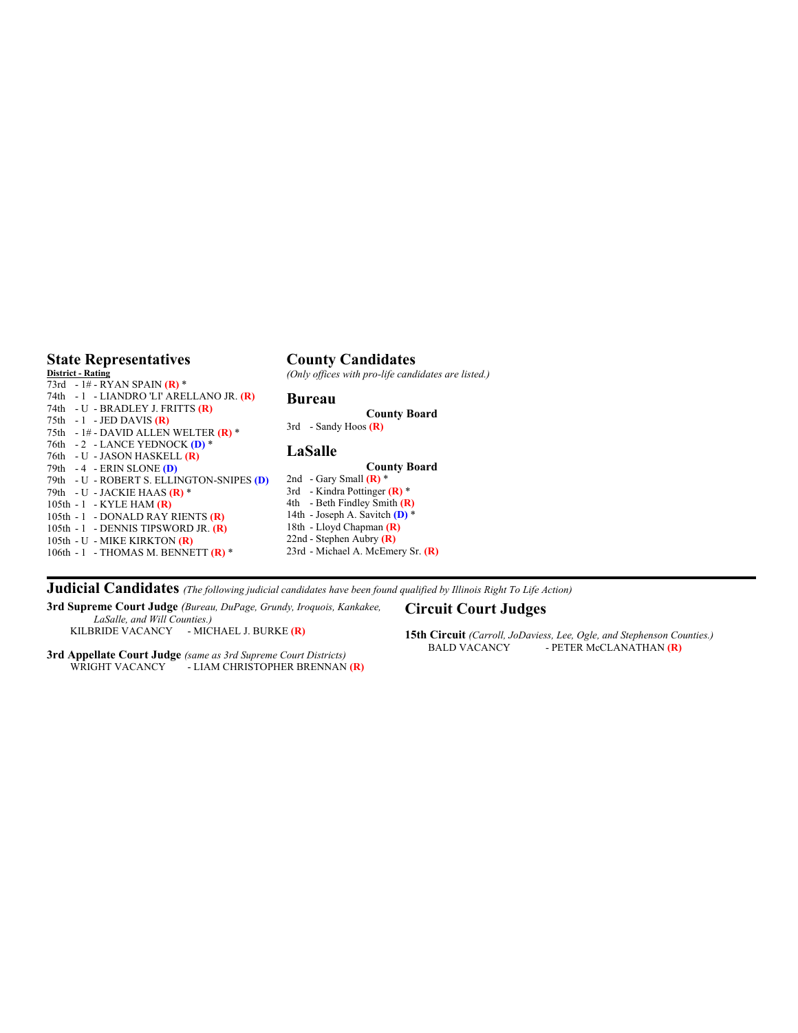## State Representatives

**District - Rating**

73rd - 1# - RYAN SPAIN (R) *
74th - 1 - LIANDRO 'LI' ARELLANO JR. (R)
74th - U - BRADLEY J. FRITTS (R)
75th - 1 - JED DAVIS (R)
75th - 1# - DAVID ALLEN WELTER (R) *
76th - 2 - LANCE YEDNOCK (D) *
76th - U - JASON HASKELL (R)
79th - 4 - ERIN SLONE (D)
79th - U - ROBERT S. ELLINGTON-SNIPES (D)
79th - U - JACKIE HAAS (R) *
105th - 1 - KYLE HAM (R)
105th - 1 - DONALD RAY RIENTS (R)
105th - 1 - DENNIS TIPSWORD JR. (R)
105th - U - MIKE KIRKTON (R)
106th - 1 - THOMAS M. BENNETT (R) *

## County Candidates

*(Only offices with pro-life candidates are listed.)*

## Bureau

**County Board**

3rd - Sandy Hoos (R)

## LaSalle

**County Board**

2nd - Gary Small (R) *
3rd - Kindra Pottinger (R) *
4th - Beth Findley Smith (R)
14th - Joseph A. Savitch (D) *
18th - Lloyd Chapman (R)
22nd - Stephen Aubry (R)
23rd - Michael A. McEmery Sr. (R)

---

## Judicial Candidates *(The following judicial candidates have been found qualified by Illinois Right To Life Action)*

**3rd Supreme Court Judge** *(Bureau, DuPage, Grundy, Iroquois, Kankakee, LaSalle, and Will Counties.)*
KILBRIDE VACANCY - MICHAEL J. BURKE (R)

**3rd Appellate Court Judge** *(same as 3rd Supreme Court Districts)*
WRIGHT VACANCY - LIAM CHRISTOPHER BRENNAN (R)

## Circuit Court Judges

**15th Circuit** *(Carroll, JoDaviess, Lee, Ogle, and Stephenson Counties.)*
BALD VACANCY - PETER McCLANATHAN (R)